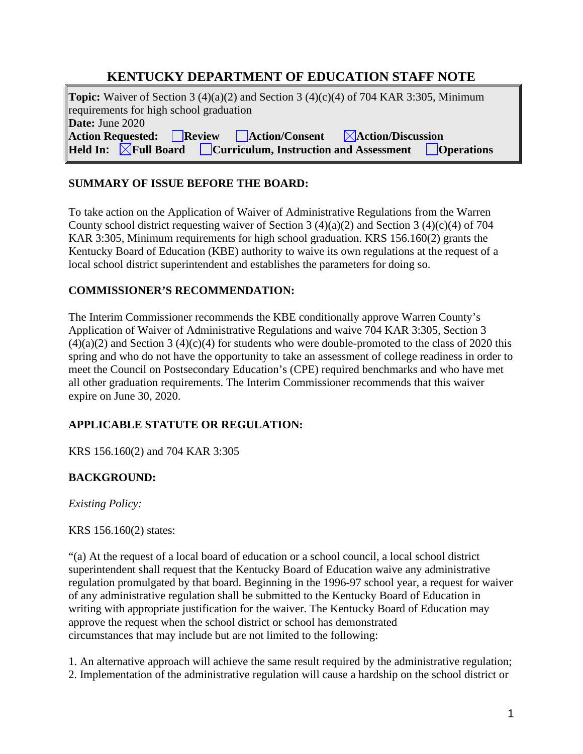# KENTUCKY DEPARTMENT OF EDUCATION STAFF NOTE

**Topic:** Waiver of Section 3 (4)(a)(2) and Section 3 (4)(c)(4) of 704 KAR 3:305, Minimum requirements for high school graduation
**Date:** June 2020
**Action Requested:** ☐ **Review** ☐ **Action/Consent** ☒ **Action/Discussion**
**Held In:** ☒ **Full Board** ☐ **Curriculum, Instruction and Assessment** ☐ **Operations**

## SUMMARY OF ISSUE BEFORE THE BOARD:

To take action on the Application of Waiver of Administrative Regulations from the Warren County school district requesting waiver of Section 3 (4)(a)(2) and Section 3 (4)(c)(4) of 704 KAR 3:305, Minimum requirements for high school graduation. KRS 156.160(2) grants the Kentucky Board of Education (KBE) authority to waive its own regulations at the request of a local school district superintendent and establishes the parameters for doing so.

## COMMISSIONER'S RECOMMENDATION:

The Interim Commissioner recommends the KBE conditionally approve Warren County's Application of Waiver of Administrative Regulations and waive 704 KAR 3:305, Section 3 (4)(a)(2) and Section 3 (4)(c)(4) for students who were double-promoted to the class of 2020 this spring and who do not have the opportunity to take an assessment of college readiness in order to meet the Council on Postsecondary Education's (CPE) required benchmarks and who have met all other graduation requirements. The Interim Commissioner recommends that this waiver expire on June 30, 2020.

## APPLICABLE STATUTE OR REGULATION:

KRS 156.160(2) and 704 KAR 3:305

## BACKGROUND:

*Existing Policy:*

KRS 156.160(2) states:

"(a) At the request of a local board of education or a school council, a local school district superintendent shall request that the Kentucky Board of Education waive any administrative regulation promulgated by that board. Beginning in the 1996-97 school year, a request for waiver of any administrative regulation shall be submitted to the Kentucky Board of Education in writing with appropriate justification for the waiver. The Kentucky Board of Education may approve the request when the school district or school has demonstrated circumstances that may include but are not limited to the following:

1. An alternative approach will achieve the same result required by the administrative regulation;
2. Implementation of the administrative regulation will cause a hardship on the school district or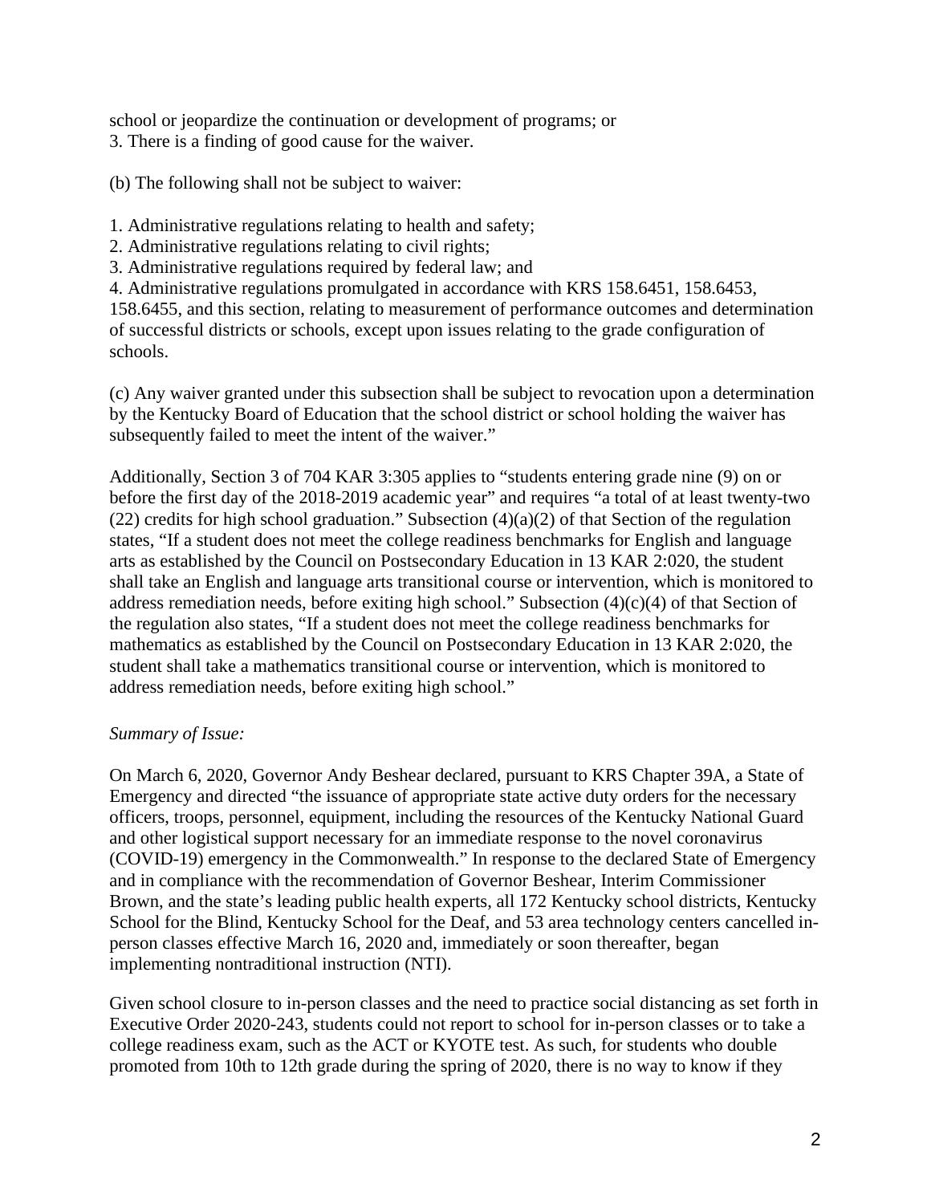school or jeopardize the continuation or development of programs; or
3. There is a finding of good cause for the waiver.

(b) The following shall not be subject to waiver:

1. Administrative regulations relating to health and safety;
2. Administrative regulations relating to civil rights;
3. Administrative regulations required by federal law; and
4. Administrative regulations promulgated in accordance with KRS 158.6451, 158.6453, 158.6455, and this section, relating to measurement of performance outcomes and determination of successful districts or schools, except upon issues relating to the grade configuration of schools.

(c) Any waiver granted under this subsection shall be subject to revocation upon a determination by the Kentucky Board of Education that the school district or school holding the waiver has subsequently failed to meet the intent of the waiver."

Additionally, Section 3 of 704 KAR 3:305 applies to "students entering grade nine (9) on or before the first day of the 2018-2019 academic year" and requires "a total of at least twenty-two (22) credits for high school graduation." Subsection (4)(a)(2) of that Section of the regulation states, "If a student does not meet the college readiness benchmarks for English and language arts as established by the Council on Postsecondary Education in 13 KAR 2:020, the student shall take an English and language arts transitional course or intervention, which is monitored to address remediation needs, before exiting high school." Subsection (4)(c)(4) of that Section of the regulation also states, "If a student does not meet the college readiness benchmarks for mathematics as established by the Council on Postsecondary Education in 13 KAR 2:020, the student shall take a mathematics transitional course or intervention, which is monitored to address remediation needs, before exiting high school."

*Summary of Issue:*

On March 6, 2020, Governor Andy Beshear declared, pursuant to KRS Chapter 39A, a State of Emergency and directed "the issuance of appropriate state active duty orders for the necessary officers, troops, personnel, equipment, including the resources of the Kentucky National Guard and other logistical support necessary for an immediate response to the novel coronavirus (COVID-19) emergency in the Commonwealth." In response to the declared State of Emergency and in compliance with the recommendation of Governor Beshear, Interim Commissioner Brown, and the state's leading public health experts, all 172 Kentucky school districts, Kentucky School for the Blind, Kentucky School for the Deaf, and 53 area technology centers cancelled in-person classes effective March 16, 2020 and, immediately or soon thereafter, began implementing nontraditional instruction (NTI).

Given school closure to in-person classes and the need to practice social distancing as set forth in Executive Order 2020-243, students could not report to school for in-person classes or to take a college readiness exam, such as the ACT or KYOTE test. As such, for students who double promoted from 10th to 12th grade during the spring of 2020, there is no way to know if they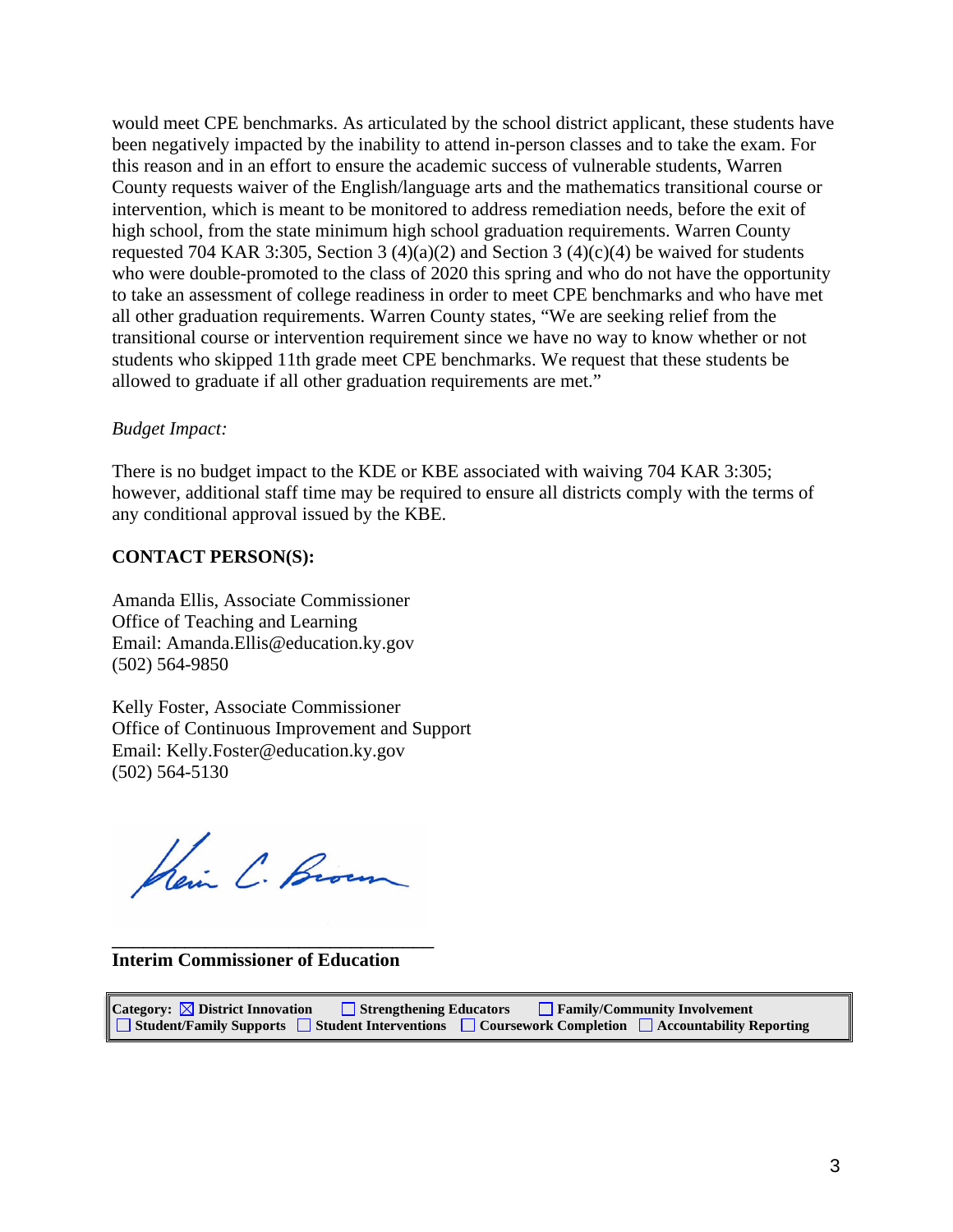would meet CPE benchmarks. As articulated by the school district applicant, these students have been negatively impacted by the inability to attend in-person classes and to take the exam. For this reason and in an effort to ensure the academic success of vulnerable students, Warren County requests waiver of the English/language arts and the mathematics transitional course or intervention, which is meant to be monitored to address remediation needs, before the exit of high school, from the state minimum high school graduation requirements. Warren County requested 704 KAR 3:305, Section 3 (4)(a)(2) and Section 3 (4)(c)(4) be waived for students who were double-promoted to the class of 2020 this spring and who do not have the opportunity to take an assessment of college readiness in order to meet CPE benchmarks and who have met all other graduation requirements. Warren County states, "We are seeking relief from the transitional course or intervention requirement since we have no way to know whether or not students who skipped 11th grade meet CPE benchmarks. We request that these students be allowed to graduate if all other graduation requirements are met."

*Budget Impact:*

There is no budget impact to the KDE or KBE associated with waiving 704 KAR 3:305; however, additional staff time may be required to ensure all districts comply with the terms of any conditional approval issued by the KBE.

**CONTACT PERSON(S):**

Amanda Ellis, Associate Commissioner
Office of Teaching and Learning
Email: Amanda.Ellis@education.ky.gov
(502) 564-9850

Kelly Foster, Associate Commissioner
Office of Continuous Improvement and Support
Email: Kelly.Foster@education.ky.gov
(502) 564-5130

Kevin C. Brown

\_\_\_\_\_\_\_\_\_\_\_\_\_\_\_\_\_\_\_\_\_\_\_\_\_\_\_\_\_\_\_\_\_\_

**Interim Commissioner of Education**

**Category:** ☒ **District Innovation** ☐ **Strengthening Educators** ☐ **Family/Community Involvement**
☐ **Student/Family Supports** ☐ **Student Interventions** ☐ **Coursework Completion** ☐ **Accountability Reporting**